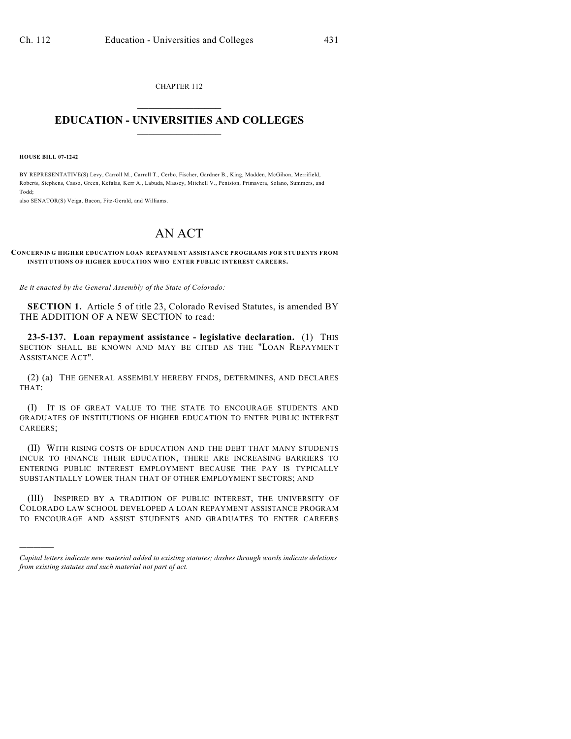CHAPTER 112

# EDUCATION - UNIVERSITIES AND COLLEGES

**HOUSE BILL 07-1242**

BY REPRESENTATIVE(S) Levy, Carroll M., Carroll T., Cerbo, Fischer, Gardner B., King, Madden, McGihon, Merrifield, Roberts, Stephens, Casso, Green, Kefalas, Kerr A., Labuda, Massey, Mitchell V., Peniston, Primavera, Solano, Summers, and Todd;
also SENATOR(S) Veiga, Bacon, Fitz-Gerald, and Williams.

# AN ACT

**CONCERNING HIGHER EDUCATION LOAN REPAYMENT ASSISTANCE PROGRAMS FOR STUDENTS FROM INSTITUTIONS OF HIGHER EDUCATION WHO ENTER PUBLIC INTEREST CAREERS.**

*Be it enacted by the General Assembly of the State of Colorado:*

**SECTION 1.** Article 5 of title 23, Colorado Revised Statutes, is amended BY THE ADDITION OF A NEW SECTION to read:

**23-5-137. Loan repayment assistance - legislative declaration.** (1) THIS SECTION SHALL BE KNOWN AND MAY BE CITED AS THE "LOAN REPAYMENT ASSISTANCE ACT".

(2) (a) THE GENERAL ASSEMBLY HEREBY FINDS, DETERMINES, AND DECLARES THAT:

(I) IT IS OF GREAT VALUE TO THE STATE TO ENCOURAGE STUDENTS AND GRADUATES OF INSTITUTIONS OF HIGHER EDUCATION TO ENTER PUBLIC INTEREST CAREERS;

(II) WITH RISING COSTS OF EDUCATION AND THE DEBT THAT MANY STUDENTS INCUR TO FINANCE THEIR EDUCATION, THERE ARE INCREASING BARRIERS TO ENTERING PUBLIC INTEREST EMPLOYMENT BECAUSE THE PAY IS TYPICALLY SUBSTANTIALLY LOWER THAN THAT OF OTHER EMPLOYMENT SECTORS; AND

(III) INSPIRED BY A TRADITION OF PUBLIC INTEREST, THE UNIVERSITY OF COLORADO LAW SCHOOL DEVELOPED A LOAN REPAYMENT ASSISTANCE PROGRAM TO ENCOURAGE AND ASSIST STUDENTS AND GRADUATES TO ENTER CAREERS

---

*Capital letters indicate new material added to existing statutes; dashes through words indicate deletions from existing statutes and such material not part of act.*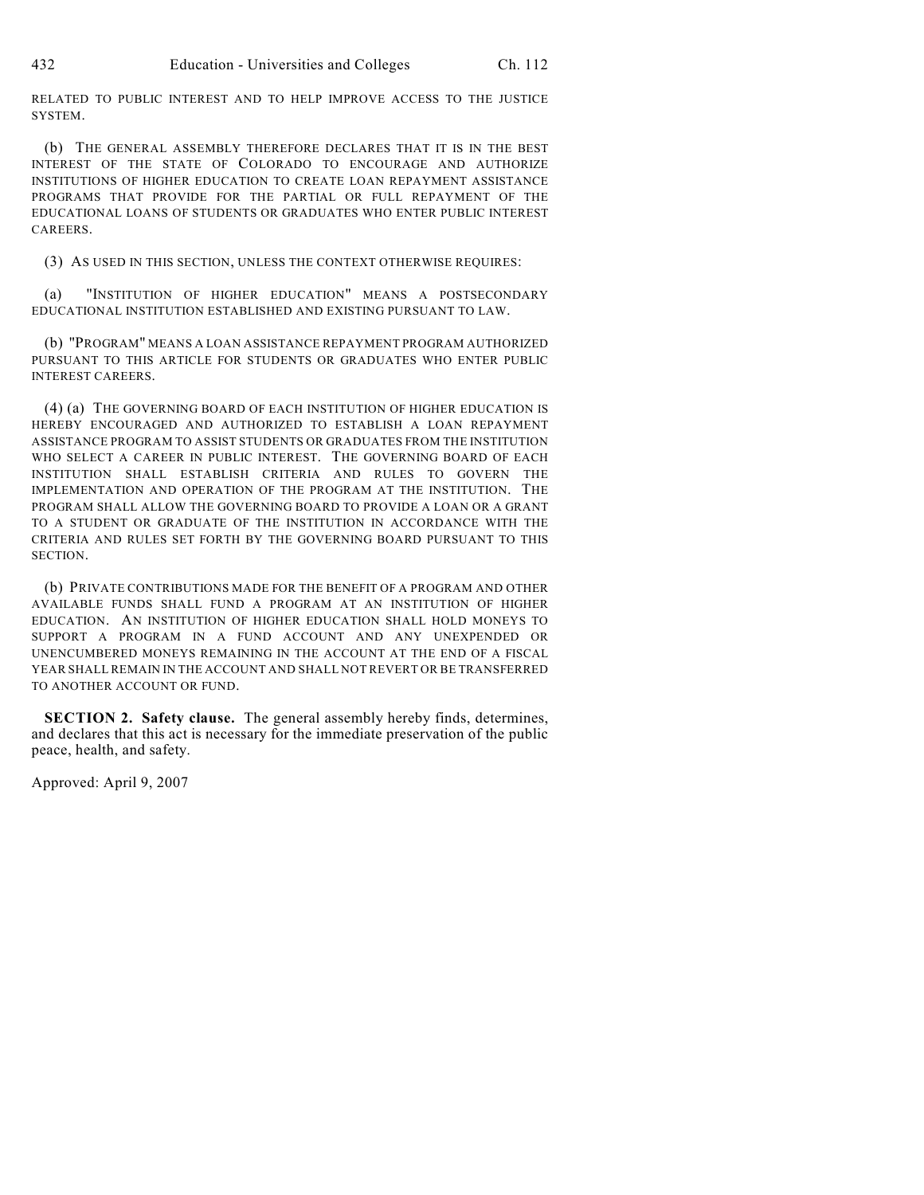RELATED TO PUBLIC INTEREST AND TO HELP IMPROVE ACCESS TO THE JUSTICE SYSTEM.

(b) THE GENERAL ASSEMBLY THEREFORE DECLARES THAT IT IS IN THE BEST INTEREST OF THE STATE OF COLORADO TO ENCOURAGE AND AUTHORIZE INSTITUTIONS OF HIGHER EDUCATION TO CREATE LOAN REPAYMENT ASSISTANCE PROGRAMS THAT PROVIDE FOR THE PARTIAL OR FULL REPAYMENT OF THE EDUCATIONAL LOANS OF STUDENTS OR GRADUATES WHO ENTER PUBLIC INTEREST CAREERS.

(3) AS USED IN THIS SECTION, UNLESS THE CONTEXT OTHERWISE REQUIRES:

(a) "INSTITUTION OF HIGHER EDUCATION" MEANS A POSTSECONDARY EDUCATIONAL INSTITUTION ESTABLISHED AND EXISTING PURSUANT TO LAW.

(b) "PROGRAM" MEANS A LOAN ASSISTANCE REPAYMENT PROGRAM AUTHORIZED PURSUANT TO THIS ARTICLE FOR STUDENTS OR GRADUATES WHO ENTER PUBLIC INTEREST CAREERS.

(4) (a) THE GOVERNING BOARD OF EACH INSTITUTION OF HIGHER EDUCATION IS HEREBY ENCOURAGED AND AUTHORIZED TO ESTABLISH A LOAN REPAYMENT ASSISTANCE PROGRAM TO ASSIST STUDENTS OR GRADUATES FROM THE INSTITUTION WHO SELECT A CAREER IN PUBLIC INTEREST. THE GOVERNING BOARD OF EACH INSTITUTION SHALL ESTABLISH CRITERIA AND RULES TO GOVERN THE IMPLEMENTATION AND OPERATION OF THE PROGRAM AT THE INSTITUTION. THE PROGRAM SHALL ALLOW THE GOVERNING BOARD TO PROVIDE A LOAN OR A GRANT TO A STUDENT OR GRADUATE OF THE INSTITUTION IN ACCORDANCE WITH THE CRITERIA AND RULES SET FORTH BY THE GOVERNING BOARD PURSUANT TO THIS SECTION.

(b) PRIVATE CONTRIBUTIONS MADE FOR THE BENEFIT OF A PROGRAM AND OTHER AVAILABLE FUNDS SHALL FUND A PROGRAM AT AN INSTITUTION OF HIGHER EDUCATION. AN INSTITUTION OF HIGHER EDUCATION SHALL HOLD MONEYS TO SUPPORT A PROGRAM IN A FUND ACCOUNT AND ANY UNEXPENDED OR UNENCUMBERED MONEYS REMAINING IN THE ACCOUNT AT THE END OF A FISCAL YEAR SHALL REMAIN IN THE ACCOUNT AND SHALL NOT REVERT OR BE TRANSFERRED TO ANOTHER ACCOUNT OR FUND.

**SECTION 2. Safety clause.** The general assembly hereby finds, determines, and declares that this act is necessary for the immediate preservation of the public peace, health, and safety.

Approved: April 9, 2007